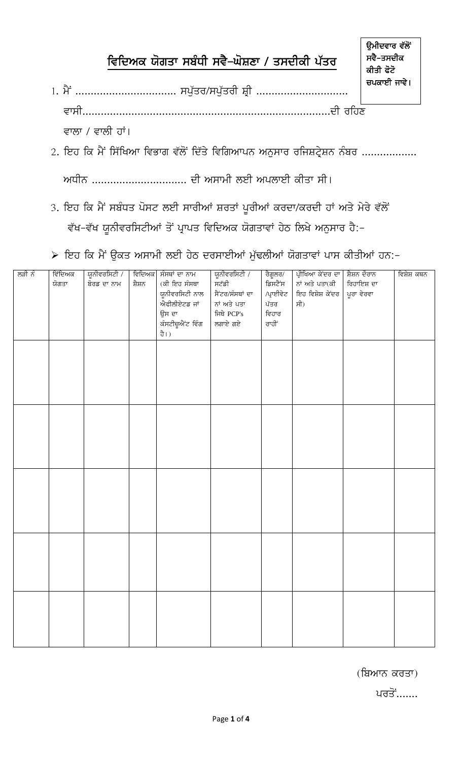**ਉਮੀਦਵਾਰ ਵੱਲੋਂ ਸਵੈ-ਤਸਦੀਕ ਕੀਤੀ ਫੋਟੋ ਚਪਕਾਈ ਜਾਵੇ।**

## ਵਿਦਿਅਕ ਯੋਗਤਾ ਸਬੰਧੀ ਸਵੈ-ਘੋਸ਼ਣਾ / ਤਸਦੀਕੀ ਪੱਤਰ

1. ਮੈਂ ................................ ਸਪੁੱਤਰ/ਸਪੁੱਤਰੀ ਸ਼੍ਰੀ ............................. ਵਾਸੀ................................................................................ਦੀ ਰਹਿਣ ਵਾਲਾ / ਵਾਲੀ ਹਾਂ।

2. ਇਹ ਕਿ ਮੈਂ ਸਿੱਖਿਆ ਵਿਭਾਗ ਵੱਲੋਂ ਦਿੱਤੇ ਵਿਗਿਆਪਨ ਅਨੁਸਾਰ ਰਜਿਸ਼ਟ੍ਰੇਸ਼ਨ ਨੰਬਰ ................. ਅਧੀਨ .............................. ਦੀ ਅਸਾਮੀ ਲਈ ਅਪਲਾਈ ਕੀਤਾ ਸੀ।

3. ਇਹ ਕਿ ਮੈਂ ਸਬੰਧਤ ਪੋਸਟ ਲਈ ਸਾਰੀਆਂ ਸ਼ਰਤਾਂ ਪੂਰੀਆਂ ਕਰਦਾ/ਕਰਦੀ ਹਾਂ ਅਤੇ ਮੇਰੇ ਵੱਲੋਂ ਵੱਖ-ਵੱਖ ਯੂਨੀਵਰਸਿਟੀਆਂ ਤੋਂ ਪ੍ਰਾਪਤ ਵਿਦਿਅਕ ਯੋਗਤਾਵਾਂ ਹੇਠ ਲਿਖੇ ਅਨੁਸਾਰ ਹੈ:-

- ਇਹ ਕਿ ਮੈਂ ਉਕਤ ਅਸਾਮੀ ਲਈ ਹੇਠ ਦਰਸਾਈਆਂ ਮੁੱਢਲੀਆਂ ਯੋਗਤਾਵਾਂ ਪਾਸ ਕੀਤੀਆਂ ਹਨ:-

| ਲੜੀ ਨੰ | ਵਿੱਦਿਅਕ ਯੋਗਤਾ | ਯੂਨੀਵਰਸਿਟੀ / ਬੋਰਡ ਦਾ ਨਾਮ | ਵਿਦਿਅਕ ਸ਼ੈਸ਼ਨ | ਸੰਸਥਾਂ ਦਾ ਨਾਮ (ਕੀ ਇਹ ਸੰਸਥਾ ਯੂਨੀਵਰਸਿਟੀ ਨਾਲ ਐਫੀਲੀਏਟਡ ਜਾਂ ਉਸ ਦਾ ਕੰਸਟੀਚੂਐਂਟ ਵਿੰਗ ਹੈ।) | ਯੂਨੀਵਰਸਿਟੀ / ਸਟੱਡੀ ਸੈਂਟਰ/ਸੰਸਥਾਂ ਦਾ ਨਾਂ ਅਤੇ ਪਤਾ ਜਿਥੇ PCP's ਲਗਾਏ ਗਏ | ਰੈਗੂਲਰ/ ਡਿਸਟੈਂਸ /ਪ੍ਰਾਈਵੇਟ ਪੱਤਰ ਵਿਹਾਰ ਰਾਹੀਂ | ਪ੍ਰੀਖਿਆ ਕੇਂਦਰ ਦਾ ਨਾਂ ਅਤੇ ਪਤਾ(ਕੀ ਇਹ ਵਿਸ਼ੇਸ਼ ਕੇਂਦਰ ਸੀ) | ਸ਼ੈਸ਼ਨ ਦੌਰਾਨ ਰਿਹਾਇਸ਼ ਦਾ ਪੂਰਾ ਵੇਰਵਾ | ਵਿਸ਼ੇਸ਼ ਕਥਨ |
|---|---|---|---|---|---|---|---|---|---|
| | | | | | | | | | |
| | | | | | | | | | |
| | | | | | | | | | |
| | | | | | | | | | |
| | | | | | | | | | |

(ਬਿਆਨ ਕਰਤਾ)

ਪਰਤੋਂ.......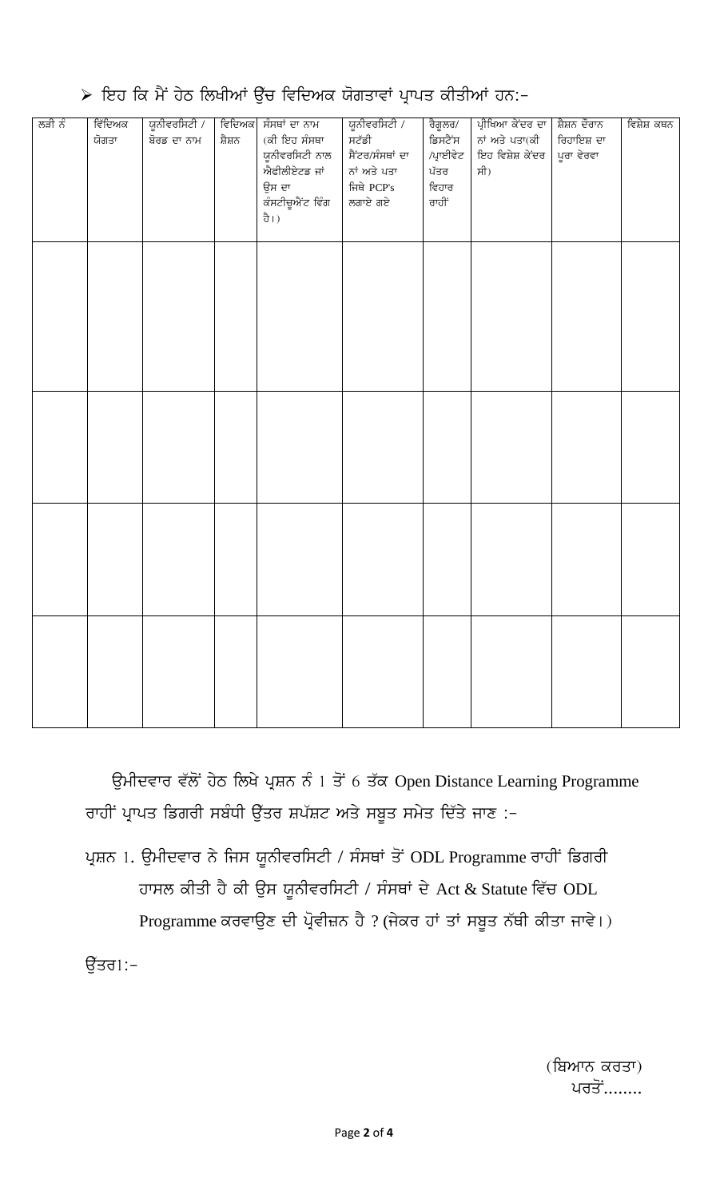➢ ਇਹ ਕਿ ਮੈਂ ਹੇਠ ਲਿਖੀਆਂ ਉੱਚ ਵਿਦਿਅਕ ਯੋਗਤਾਵਾਂ ਪ੍ਰਾਪਤ ਕੀਤੀਆਂ ਹਨ:-

| ਲੜੀ ਨੰ | ਵਿਦਿਅਕ ਯੋਗਤਾ | ਯੂਨੀਵਰਸਿਟੀ / ਬੋਰਡ ਦਾ ਨਾਮ | ਵਿਦਿਅਕ ਸ਼ੈਸ਼ਨ | ਸੰਸਥਾਂ ਦਾ ਨਾਮ (ਕੀ ਇਹ ਸੰਸਥਾ ਯੂਨੀਵਰਸਿਟੀ ਨਾਲ ਐਫੀਲੀਏਟਡ ਜਾਂ ਉਸ ਦਾ ਕੰਸਟੀਚੂਐਂਟ ਵਿੰਗ ਹੈ।) | ਯੂਨੀਵਰਸਿਟੀ / ਸਟੱਡੀ ਸੈਂਟਰ/ਸੰਸਥਾਂ ਦਾ ਨਾਂ ਅਤੇ ਪਤਾ ਜਿਥੇ PCP's ਲਗਾਏ ਗਏ | ਰੈਗੂਲਰ/ ਡਿਸਟੈਂਸ /ਪ੍ਰਾਈਵੇਟ ਪੱਤਰ ਵਿਹਾਰ ਰਾਹੀਂ | ਪ੍ਰੀਖਿਆ ਕੇਂਦਰ ਦਾ ਨਾਂ ਅਤੇ ਪਤਾ(ਕੀ ਇਹ ਵਿਸ਼ੇਸ਼ ਕੇਂਦਰ ਸੀ) | ਸ਼ੈਸ਼ਨ ਦੌਰਾਨ ਰਿਹਾਇਸ਼ ਦਾ ਪੂਰਾ ਵੇਰਵਾ | ਵਿਸ਼ੇਸ਼ ਕਥਨ |
|---|---|---|---|---|---|---|---|---|---|
| | | | | | | | | | |
| | | | | | | | | | |
| | | | | | | | | | |
| | | | | | | | | | |

ਉਮੀਦਵਾਰ ਵੱਲੋਂ ਹੇਠ ਲਿਖੇ ਪ੍ਰਸ਼ਨ ਨੰ 1 ਤੋਂ 6 ਤੱਕ Open Distance Learning Programme ਰਾਹੀਂ ਪ੍ਰਾਪਤ ਡਿਗਰੀ ਸਬੰਧੀ ਉੱਤਰ ਸ਼ਪੱਸ਼ਟ ਅਤੇ ਸਬੂਤ ਸਮੇਤ ਦਿੱਤੇ ਜਾਣ :-

ਪ੍ਰਸ਼ਨ 1. ਉਮੀਦਵਾਰ ਨੇ ਜਿਸ ਯੂਨੀਵਰਸਿਟੀ / ਸੰਸਥਾਂ ਤੋਂ ODL Programme ਰਾਹੀਂ ਡਿਗਰੀ ਹਾਸਲ ਕੀਤੀ ਹੈ ਕੀ ਉਸ ਯੂਨੀਵਰਸਿਟੀ / ਸੰਸਥਾਂ ਦੇ Act & Statute ਵਿੱਚ ODL Programme ਕਰਵਾਉਣ ਦੀ ਪ੍ਰੋਵੀਜ਼ਨ ਹੈ ? (ਜੇਕਰ ਹਾਂ ਤਾਂ ਸਬੂਤ ਨੱਥੀ ਕੀਤਾ ਜਾਵੇ।)

ਉੱਤਰ1:-

(ਬਿਆਨ ਕਰਤਾ)

ਪਰਤੋਂ........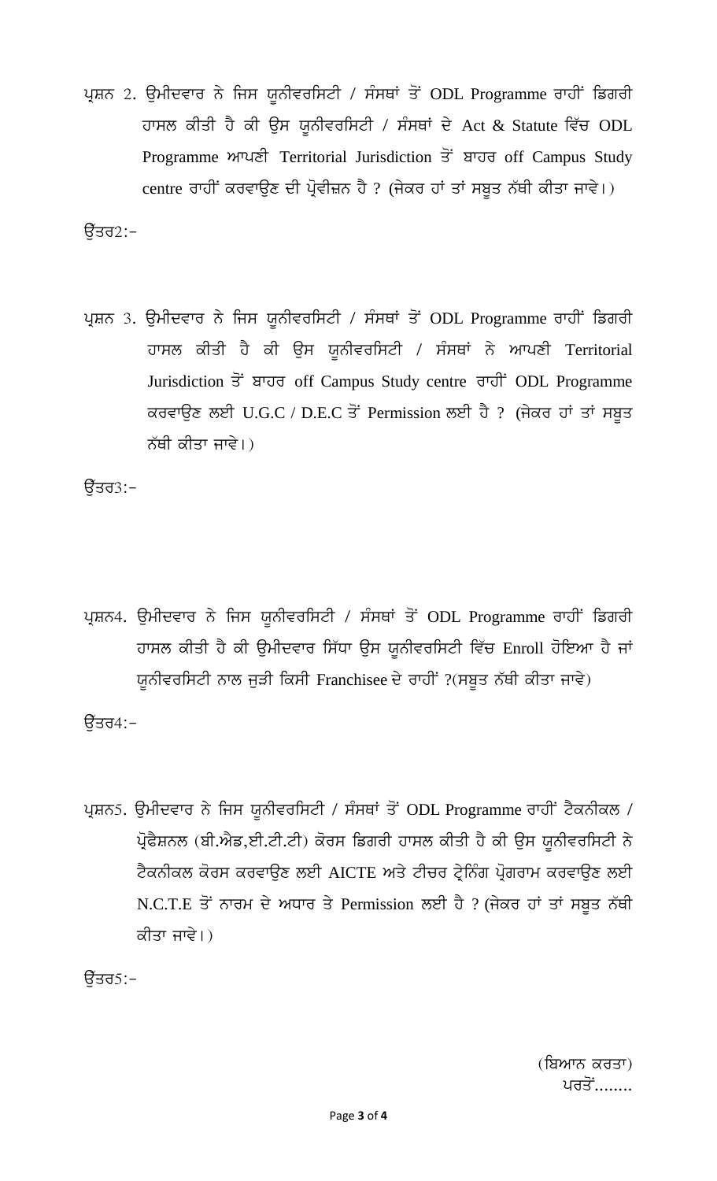ਪ੍ਰਸ਼ਨ 2. ਉਮੀਦਵਾਰ ਨੇ ਜਿਸ ਯੂਨੀਵਰਸਿਟੀ / ਸੰਸਥਾਂ ਤੋਂ ODL Programme ਰਾਹੀਂ ਡਿਗਰੀ ਹਾਸਲ ਕੀਤੀ ਹੈ ਕੀ ਉਸ ਯੂਨੀਵਰਸਿਟੀ / ਸੰਸਥਾਂ ਦੇ Act & Statute ਵਿੱਚ ODL Programme ਆਪਣੀ Territorial Jurisdiction ਤੋਂ ਬਾਹਰ off Campus Study centre ਰਾਹੀਂ ਕਰਵਾਉਣ ਦੀ ਪ੍ਰੋਵੀਜ਼ਨ ਹੈ ? (ਜੇਕਰ ਹਾਂ ਤਾਂ ਸਬੂਤ ਨੱਥੀ ਕੀਤਾ ਜਾਵੇ।)

ਉੱਤਰ2:-

ਪ੍ਰਸ਼ਨ 3. ਉਮੀਦਵਾਰ ਨੇ ਜਿਸ ਯੂਨੀਵਰਸਿਟੀ / ਸੰਸਥਾਂ ਤੋਂ ODL Programme ਰਾਹੀਂ ਡਿਗਰੀ ਹਾਸਲ ਕੀਤੀ ਹੈ ਕੀ ਉਸ ਯੂਨੀਵਰਸਿਟੀ / ਸੰਸਥਾਂ ਨੇ ਆਪਣੀ Territorial Jurisdiction ਤੋਂ ਬਾਹਰ off Campus Study centre ਰਾਹੀਂ ODL Programme ਕਰਵਾਉਣ ਲਈ U.G.C / D.E.C ਤੋਂ Permission ਲਈ ਹੈ ? (ਜੇਕਰ ਹਾਂ ਤਾਂ ਸਬੂਤ ਨੱਥੀ ਕੀਤਾ ਜਾਵੇ।)

ਉੱਤਰ3:-

ਪ੍ਰਸ਼ਨ4. ਉਮੀਦਵਾਰ ਨੇ ਜਿਸ ਯੂਨੀਵਰਸਿਟੀ / ਸੰਸਥਾਂ ਤੋਂ ODL Programme ਰਾਹੀਂ ਡਿਗਰੀ ਹਾਸਲ ਕੀਤੀ ਹੈ ਕੀ ਉਮੀਦਵਾਰ ਸਿੱਧਾ ਉਸ ਯੂਨੀਵਰਸਿਟੀ ਵਿੱਚ Enroll ਹੋਇਆ ਹੈ ਜਾਂ ਯੂਨੀਵਰਸਿਟੀ ਨਾਲ ਜੁੜੀ ਕਿਸੀ Franchisee ਦੇ ਰਾਹੀਂ ?(ਸਬੂਤ ਨੱਥੀ ਕੀਤਾ ਜਾਵੇ)

ਉੱਤਰ4:-

ਪ੍ਰਸ਼ਨ5. ਉਮੀਦਵਾਰ ਨੇ ਜਿਸ ਯੂਨੀਵਰਸਿਟੀ / ਸੰਸਥਾਂ ਤੋਂ ODL Programme ਰਾਹੀਂ ਟੈਕਨੀਕਲ / ਪ੍ਰੋਫੈਸ਼ਨਲ (ਬੀ.ਐਡ,ਈ.ਟੀ.ਟੀ) ਕੋਰਸ ਡਿਗਰੀ ਹਾਸਲ ਕੀਤੀ ਹੈ ਕੀ ਉਸ ਯੂਨੀਵਰਸਿਟੀ ਨੇ ਟੈਕਨੀਕਲ ਕੋਰਸ ਕਰਵਾਉਣ ਲਈ AICTE ਅਤੇ ਟੀਚਰ ਟ੍ਰੇਨਿੰਗ ਪ੍ਰੋਗਰਾਮ ਕਰਵਾਉਣ ਲਈ N.C.T.E ਤੋਂ ਨਾਰਮ ਦੇ ਅਧਾਰ ਤੇ Permission ਲਈ ਹੈ ? (ਜੇਕਰ ਹਾਂ ਤਾਂ ਸਬੂਤ ਨੱਥੀ ਕੀਤਾ ਜਾਵੇ।)

ਉੱਤਰ5:-

(ਬਿਆਨ ਕਰਤਾ)

ਪਰਤੋਂ........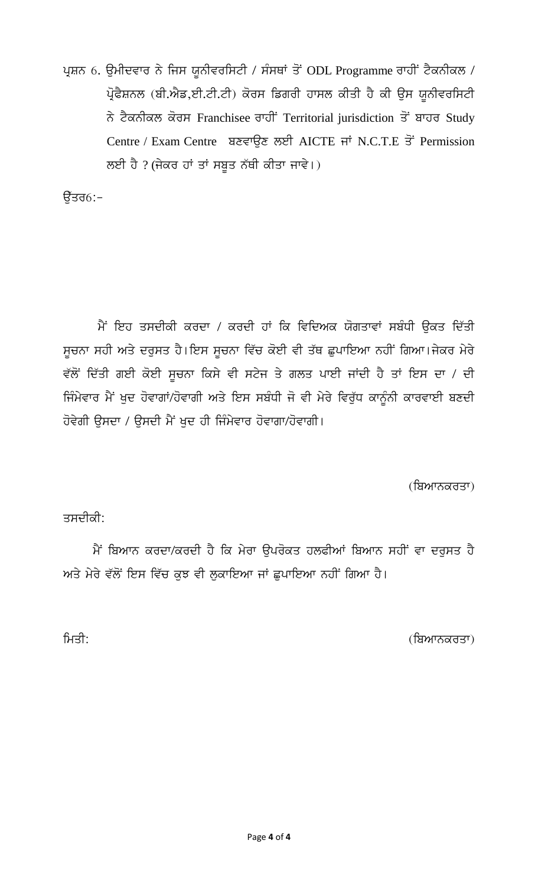ਪ੍ਰਸ਼ਨ 6. ਉਮੀਦਵਾਰ ਨੇ ਜਿਸ ਯੂਨੀਵਰਸਿਟੀ / ਸੰਸਥਾਂ ਤੋਂ ODL Programme ਰਾਹੀਂ ਟੈਕਨੀਕਲ / ਪ੍ਰੋਫੈਸ਼ਨਲ (ਬੀ.ਐਡ,ਈ.ਟੀ.ਟੀ) ਕੋਰਸ ਡਿਗਰੀ ਹਾਸਲ ਕੀਤੀ ਹੈ ਕੀ ਉਸ ਯੂਨੀਵਰਸਿਟੀ ਨੇ ਟੈਕਨੀਕਲ ਕੋਰਸ Franchisee ਰਾਹੀਂ Territorial jurisdiction ਤੋਂ ਬਾਹਰ Study Centre / Exam Centre ਬਣਵਾਉਣ ਲਈ AICTE ਜਾਂ N.C.T.E ਤੋਂ Permission ਲਈ ਹੈ ? (ਜੇਕਰ ਹਾਂ ਤਾਂ ਸਬੂਤ ਨੱਥੀ ਕੀਤਾ ਜਾਵੇ।)

ਉੱਤਰ6:-

ਮੈਂ ਇਹ ਤਸਦੀਕੀ ਕਰਦਾ / ਕਰਦੀ ਹਾਂ ਕਿ ਵਿਦਿਅਕ ਯੋਗਤਾਵਾਂ ਸਬੰਧੀ ਉਕਤ ਦਿੱਤੀ ਸੂਚਨਾ ਸਹੀ ਅਤੇ ਦਰੁਸਤ ਹੈ।ਇਸ ਸੂਚਨਾ ਵਿੱਚ ਕੋਈ ਵੀ ਤੱਥ ਛੁਪਾਇਆ ਨਹੀਂ ਗਿਆ।ਜੇਕਰ ਮੇਰੇ ਵੱਲੋਂ ਦਿੱਤੀ ਗਈ ਕੋਈ ਸੂਚਨਾ ਕਿਸੇ ਵੀ ਸਟੇਜ ਤੇ ਗਲਤ ਪਾਈ ਜਾਂਦੀ ਹੈ ਤਾਂ ਇਸ ਦਾ / ਦੀ ਜਿੰਮੇਵਾਰ ਮੈਂ ਖੁਦ ਹੋਵਾਗਾਂ/ਹੋਵਾਗੀ ਅਤੇ ਇਸ ਸਬੰਧੀ ਜੋ ਵੀ ਮੇਰੇ ਵਿਰੁੱਧ ਕਾਨੂੰਨੀ ਕਾਰਵਾਈ ਬਣਦੀ ਹੋਵੇਗੀ ਉਸਦਾ / ਉਸਦੀ ਮੈਂ ਖੁਦ ਹੀ ਜਿੰਮੇਵਾਰ ਹੋਵਾਗਾ/ਹੋਵਾਗੀ।

(ਬਿਆਨਕਰਤਾ)

ਤਸਦੀਕੀ:

ਮੈਂ ਬਿਆਨ ਕਰਦਾ/ਕਰਦੀ ਹੈ ਕਿ ਮੇਰਾ ਉਪਰੋਕਤ ਹਲਫੀਆਂ ਬਿਆਨ ਸਹੀਂ ਵਾ ਦਰੁਸਤ ਹੈ ਅਤੇ ਮੇਰੇ ਵੱਲੋਂ ਇਸ ਵਿੱਚ ਕੁਝ ਵੀ ਲੁਕਾਇਆ ਜਾਂ ਛੁਪਾਇਆ ਨਹੀਂ ਗਿਆ ਹੈ।

ਮਿਤੀ: (ਬਿਆਨਕਰਤਾ)